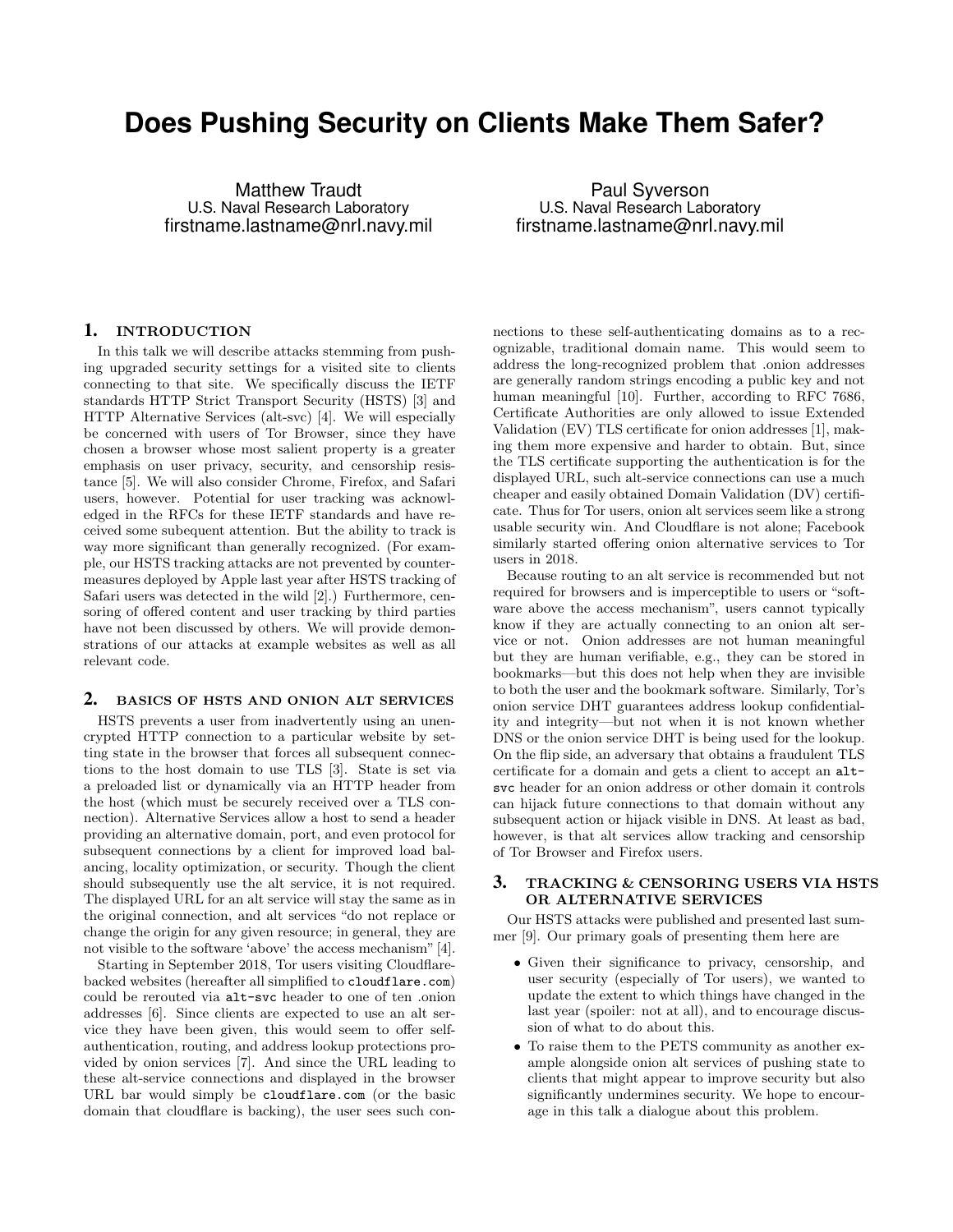# Does Pushing Security on Clients Make Them Safer?

Matthew Traudt
U.S. Naval Research Laboratory
firstname.lastname@nrl.navy.mil

Paul Syverson
U.S. Naval Research Laboratory
firstname.lastname@nrl.navy.mil

## 1. INTRODUCTION

In this talk we will describe attacks stemming from pushing upgraded security settings for a visited site to clients connecting to that site. We specifically discuss the IETF standards HTTP Strict Transport Security (HSTS) [3] and HTTP Alternative Services (alt-svc) [4]. We will especially be concerned with users of Tor Browser, since they have chosen a browser whose most salient property is a greater emphasis on user privacy, security, and censorship resistance [5]. We will also consider Chrome, Firefox, and Safari users, however. Potential for user tracking was acknowledged in the RFCs for these IETF standards and have received some subequent attention. But the ability to track is way more significant than generally recognized. (For example, our HSTS tracking attacks are not prevented by countermeasures deployed by Apple last year after HSTS tracking of Safari users was detected in the wild [2].) Furthermore, censoring of offered content and user tracking by third parties have not been discussed by others. We will provide demonstrations of our attacks at example websites as well as all relevant code.

## 2. BASICS OF HSTS AND ONION ALT SERVICES

HSTS prevents a user from inadvertently using an unencrypted HTTP connection to a particular website by setting state in the browser that forces all subsequent connections to the host domain to use TLS [3]. State is set via a preloaded list or dynamically via an HTTP header from the host (which must be securely received over a TLS connection). Alternative Services allow a host to send a header providing an alternative domain, port, and even protocol for subsequent connections by a client for improved load balancing, locality optimization, or security. Though the client should subsequently use the alt service, it is not required. The displayed URL for an alt service will stay the same as in the original connection, and alt services "do not replace or change the origin for any given resource; in general, they are not visible to the software 'above' the access mechanism" [4].

Starting in September 2018, Tor users visiting Cloudflare-backed websites (hereafter all simplified to `cloudflare.com`) could be rerouted via `alt-svc` header to one of ten .onion addresses [6]. Since clients are expected to use an alt service they have been given, this would seem to offer self-authentication, routing, and address lookup protections provided by onion services [7]. And since the URL leading to these alt-service connections and displayed in the browser URL bar would simply be `cloudflare.com` (or the basic domain that cloudflare is backing), the user sees such connections to these self-authenticating domains as to a recognizable, traditional domain name. This would seem to address the long-recognized problem that .onion addresses are generally random strings encoding a public key and not human meaningful [10]. Further, according to RFC 7686, Certificate Authorities are only allowed to issue Extended Validation (EV) TLS certificate for onion addresses [1], making them more expensive and harder to obtain. But, since the TLS certificate supporting the authentication is for the displayed URL, such alt-service connections can use a much cheaper and easily obtained Domain Validation (DV) certificate. Thus for Tor users, onion alt services seem like a strong usable security win. And Cloudflare is not alone; Facebook similarly started offering onion alternative services to Tor users in 2018.

Because routing to an alt service is recommended but not required for browsers and is imperceptible to users or "software above the access mechanism", users cannot typically know if they are actually connecting to an onion alt service or not. Onion addresses are not human meaningful but they are human verifiable, e.g., they can be stored in bookmarks—but this does not help when they are invisible to both the user and the bookmark software. Similarly, Tor's onion service DHT guarantees address lookup confidentiality and integrity—but not when it is not known whether DNS or the onion service DHT is being used for the lookup. On the flip side, an adversary that obtains a fraudulent TLS certificate for a domain and gets a client to accept an `alt-svc` header for an onion address or other domain it controls can hijack future connections to that domain without any subsequent action or hijack visible in DNS. At least as bad, however, is that alt services allow tracking and censorship of Tor Browser and Firefox users.

## 3. TRACKING & CENSORING USERS VIA HSTS OR ALTERNATIVE SERVICES

Our HSTS attacks were published and presented last summer [9]. Our primary goals of presenting them here are

- Given their significance to privacy, censorship, and user security (especially of Tor users), we wanted to update the extent to which things have changed in the last year (spoiler: not at all), and to encourage discussion of what to do about this.
- To raise them to the PETS community as another example alongside onion alt services of pushing state to clients that might appear to improve security but also significantly undermines security. We hope to encourage in this talk a dialogue about this problem.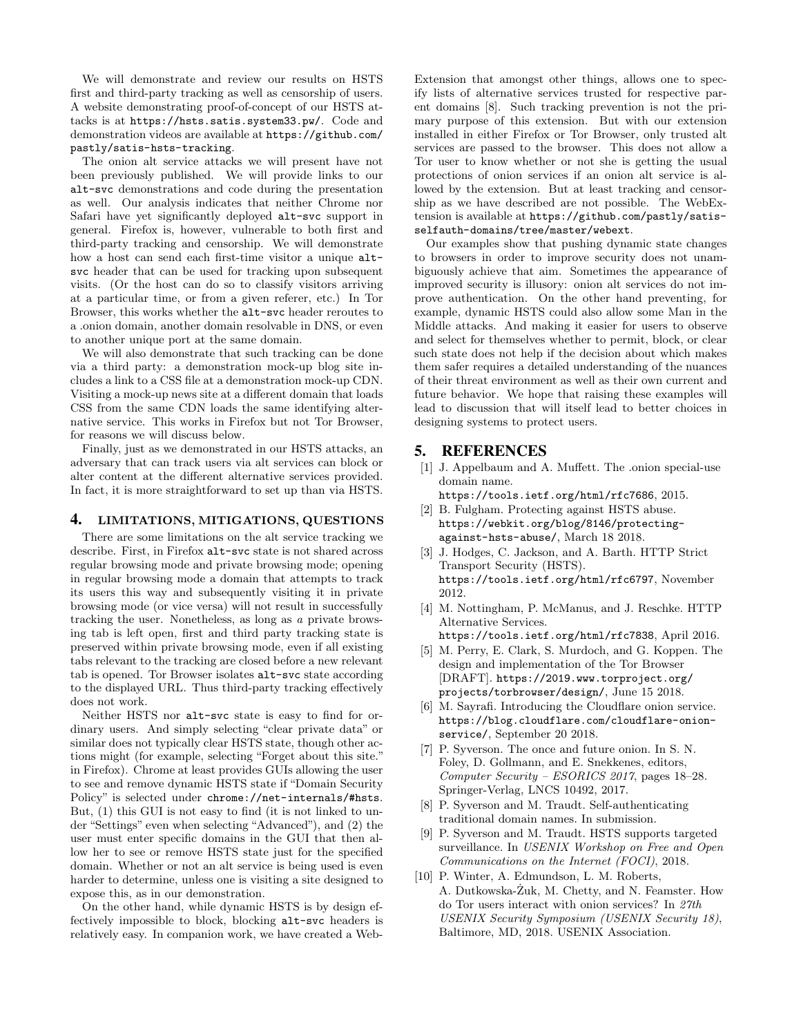We will demonstrate and review our results on HSTS first and third-party tracking as well as censorship of users. A website demonstrating proof-of-concept of our HSTS attacks is at `https://hsts.satis.system33.pw/`. Code and demonstration videos are available at `https://github.com/pastly/satis-hsts-tracking`.

The onion alt service attacks we will present have not been previously published. We will provide links to our `alt-svc` demonstrations and code during the presentation as well. Our analysis indicates that neither Chrome nor Safari have yet significantly deployed `alt-svc` support in general. Firefox is, however, vulnerable to both first and third-party tracking and censorship. We will demonstrate how a host can send each first-time visitor a unique `alt-svc` header that can be used for tracking upon subsequent visits. (Or the host can do so to classify visitors arriving at a particular time, or from a given referer, etc.) In Tor Browser, this works whether the `alt-svc` header reroutes to a .onion domain, another domain resolvable in DNS, or even to another unique port at the same domain.

We will also demonstrate that such tracking can be done via a third party: a demonstration mock-up blog site includes a link to a CSS file at a demonstration mock-up CDN. Visiting a mock-up news site at a different domain that loads CSS from the same CDN loads the same identifying alternative service. This works in Firefox but not Tor Browser, for reasons we will discuss below.

Finally, just as we demonstrated in our HSTS attacks, an adversary that can track users via alt services can block or alter content at the different alternative services provided. In fact, it is more straightforward to set up than via HSTS.

## 4. LIMITATIONS, MITIGATIONS, QUESTIONS

There are some limitations on the alt service tracking we describe. First, in Firefox `alt-svc` state is not shared across regular browsing mode and private browsing mode; opening in regular browsing mode a domain that attempts to track its users this way and subsequently visiting it in private browsing mode (or vice versa) will not result in successfully tracking the user. Nonetheless, as long as *a* private browsing tab is left open, first and third party tracking state is preserved within private browsing mode, even if all existing tabs relevant to the tracking are closed before a new relevant tab is opened. Tor Browser isolates `alt-svc` state according to the displayed URL. Thus third-party tracking effectively does not work.

Neither HSTS nor `alt-svc` state is easy to find for ordinary users. And simply selecting "clear private data" or similar does not typically clear HSTS state, though other actions might (for example, selecting "Forget about this site." in Firefox). Chrome at least provides GUIs allowing the user to see and remove dynamic HSTS state if "Domain Security Policy" is selected under `chrome://net-internals/#hsts`. But, (1) this GUI is not easy to find (it is not linked to under "Settings" even when selecting "Advanced"), and (2) the user must enter specific domains in the GUI that then allow her to see or remove HSTS state just for the specified domain. Whether or not an alt service is being used is even harder to determine, unless one is visiting a site designed to expose this, as in our demonstration.

On the other hand, while dynamic HSTS is by design effectively impossible to block, blocking `alt-svc` headers is relatively easy. In companion work, we have created a WebExtension that amongst other things, allows one to specify lists of alternative services trusted for respective parent domains [8]. Such tracking prevention is not the primary purpose of this extension. But with our extension installed in either Firefox or Tor Browser, only trusted alt services are passed to the browser. This does not allow a Tor user to know whether or not she is getting the usual protections of onion services if an onion alt service is allowed by the extension. But at least tracking and censorship as we have described are not possible. The WebExtension is available at `https://github.com/pastly/satis-selfauth-domains/tree/master/webext`.

Our examples show that pushing dynamic state changes to browsers in order to improve security does not unambiguously achieve that aim. Sometimes the appearance of improved security is illusory: onion alt services do not improve authentication. On the other hand preventing, for example, dynamic HSTS could also allow some Man in the Middle attacks. And making it easier for users to observe and select for themselves whether to permit, block, or clear such state does not help if the decision about which makes them safer requires a detailed understanding of the nuances of their threat environment as well as their own current and future behavior. We hope that raising these examples will lead to discussion that will itself lead to better choices in designing systems to protect users.

## 5. REFERENCES

[1] J. Appelbaum and A. Muffett. The .onion special-use domain name. `https://tools.ietf.org/html/rfc7686`, 2015.

[2] B. Fulgham. Protecting against HSTS abuse. `https://webkit.org/blog/8146/protecting-against-hsts-abuse/`, March 18 2018.

[3] J. Hodges, C. Jackson, and A. Barth. HTTP Strict Transport Security (HSTS). `https://tools.ietf.org/html/rfc6797`, November 2012.

[4] M. Nottingham, P. McManus, and J. Reschke. HTTP Alternative Services. `https://tools.ietf.org/html/rfc7838`, April 2016.

[5] M. Perry, E. Clark, S. Murdoch, and G. Koppen. The design and implementation of the Tor Browser [DRAFT]. `https://2019.www.torproject.org/projects/torbrowser/design/`, June 15 2018.

[6] M. Sayrafi. Introducing the Cloudflare onion service. `https://blog.cloudflare.com/cloudflare-onion-service/`, September 20 2018.

[7] P. Syverson. The once and future onion. In S. N. Foley, D. Gollmann, and E. Snekkenes, editors, *Computer Security – ESORICS 2017*, pages 18–28. Springer-Verlag, LNCS 10492, 2017.

[8] P. Syverson and M. Traudt. Self-authenticating traditional domain names. In submission.

[9] P. Syverson and M. Traudt. HSTS supports targeted surveillance. In *USENIX Workshop on Free and Open Communications on the Internet (FOCI)*, 2018.

[10] P. Winter, A. Edmundson, L. M. Roberts, A. Dutkowska-Żuk, M. Chetty, and N. Feamster. How do Tor users interact with onion services? In *27th USENIX Security Symposium (USENIX Security 18)*, Baltimore, MD, 2018. USENIX Association.